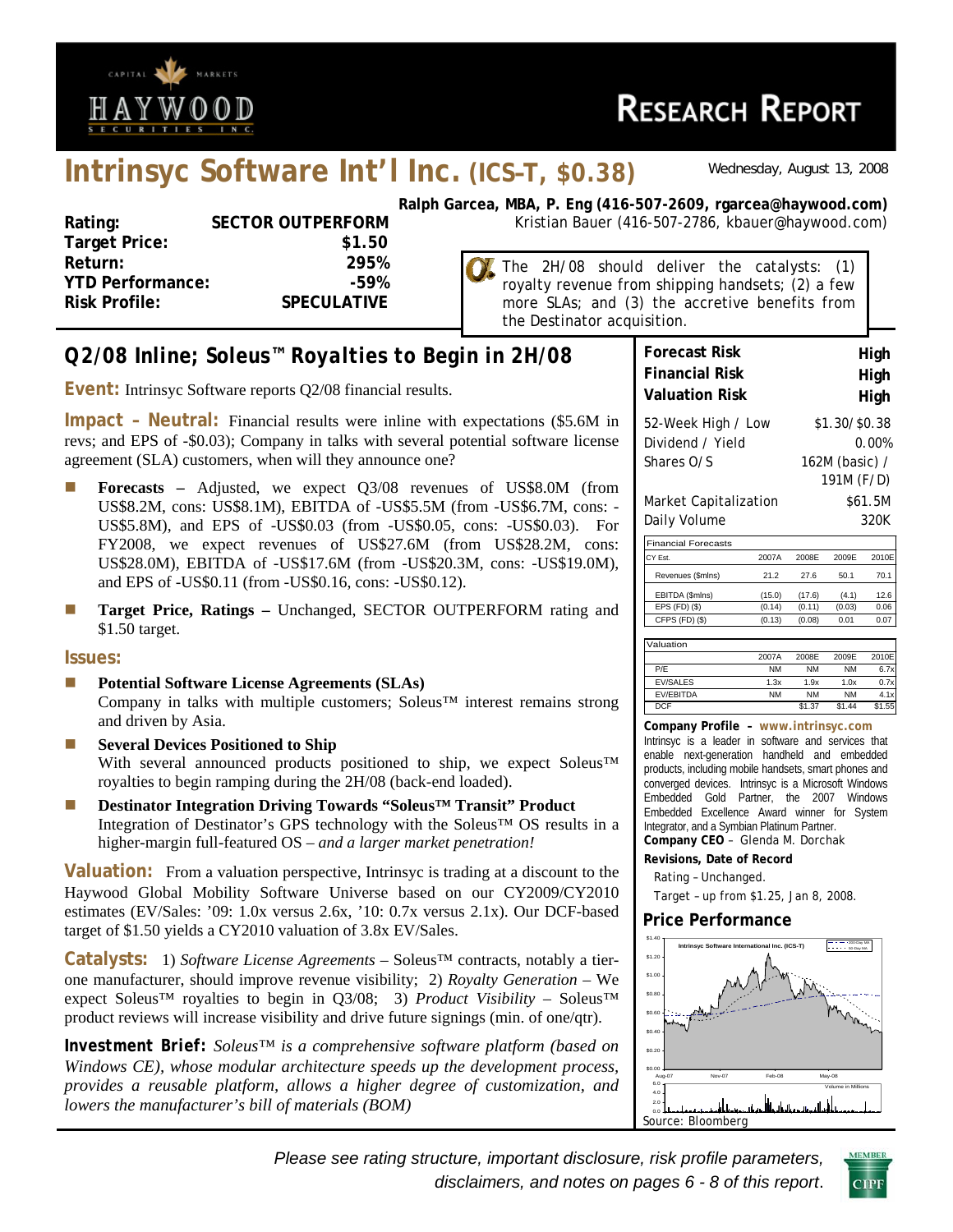# Intrinsyc Software Int'l Inc. (ICS–T, $0.38)

Wednesday, August 13, 2008

**Ralph Garcea, MBA, P. Eng (416-507-2609, rgarcea@haywood.com)**
Kristian Bauer (416-507-2786, kbauer@haywood.com)

| | |
|---|---|
| **Rating:** | **SECTOR OUTPERFORM** |
| **Target Price:** | **$1.50** |
| **Return:** | **295%** |
| **YTD Performance:** | **-59%** |
| **Risk Profile:** | **SPECULATIVE** |

The 2H/08 should deliver the catalysts: (1) royalty revenue from shipping handsets; (2) a few more SLAs; and (3) the accretive benefits from the Destinator acquisition.

## Q2/08 Inline; Soleus™ Royalties to Begin in 2H/08

**Event:** Intrinsyc Software reports Q2/08 financial results.

**Impact – Neutral:** Financial results were inline with expectations ($5.6M in revs; and EPS of -$0.03); Company in talks with several potential software license agreement (SLA) customers, when will they announce one?

- **Forecasts –** Adjusted, we expect Q3/08 revenues of US$8.0M (from US$8.2M, cons: US$8.1M), EBITDA of -US$5.5M (from -US$6.7M, cons: -US$5.8M), and EPS of -US$0.03 (from -US$0.05, cons: -US$0.03). For FY2008, we expect revenues of US$27.6M (from US$28.2M, cons: US$28.0M), EBITDA of -US$17.6M (from -US$20.3M, cons: -US$19.0M), and EPS of -US$0.11 (from -US$0.16, cons: -US$0.12).
- **Target Price, Ratings –** Unchanged, SECTOR OUTPERFORM rating and $1.50 target.

**Issues:**

- **Potential Software License Agreements (SLAs)**
  Company in talks with multiple customers; Soleus™ interest remains strong and driven by Asia.
- **Several Devices Positioned to Ship**
  With several announced products positioned to ship, we expect Soleus™ royalties to begin ramping during the 2H/08 (back-end loaded).
- **Destinator Integration Driving Towards "Soleus™ Transit" Product**
  Integration of Destinator's GPS technology with the Soleus™ OS results in a higher-margin full-featured OS – *and a larger market penetration!*

**Valuation:** From a valuation perspective, Intrinsyc is trading at a discount to the Haywood Global Mobility Software Universe based on our CY2009/CY2010 estimates (EV/Sales: '09: 1.0x versus 2.6x, '10: 0.7x versus 2.1x). Our DCF-based target of $1.50 yields a CY2010 valuation of 3.8x EV/Sales.

**Catalysts:** 1) *Software License Agreements* – Soleus™ contracts, notably a tier-one manufacturer, should improve revenue visibility; 2) *Royalty Generation* – We expect Soleus™ royalties to begin in Q3/08; 3) *Product Visibility* – Soleus™ product reviews will increase visibility and drive future signings (min. of one/qtr).

**Investment Brief:** *Soleus™ is a comprehensive software platform (based on Windows CE), whose modular architecture speeds up the development process, provides a reusable platform, allows a higher degree of customization, and lowers the manufacturer's bill of materials (BOM)*

| | |
|---|---|
| **Forecast Risk** | **High** |
| **Financial Risk** | **High** |
| **Valuation Risk** | **High** |

| | |
|---|---|
| 52-Week High / Low | $1.30/$0.38 |
| Dividend / Yield | 0.00% |
| Shares O/S | 162M (basic) / 191M (F/D) |
| Market Capitalization | $61.5M |
| Daily Volume | 320K |

| Financial Forecasts | | | | |
|---|---|---|---|---|
| CY Est. | 2007A | 2008E | 2009E | 2010E |
| Revenues ($mlns) | 21.2 | 27.6 | 50.1 | 70.1 |
| EBITDA ($mlns) | (15.0) | (17.6) | (4.1) | 12.6 |
| EPS (FD) ($) | (0.14) | (0.11) | (0.03) | 0.06 |
| CFPS (FD) ($) | (0.13) | (0.08) | 0.01 | 0.07 |

| Valuation | | | | |
|---|---|---|---|---|
| | 2007A | 2008E | 2009E | 2010E |
| P/E | NM | NM | NM | 6.7x |
| EV/SALES | 1.3x | 1.9x | 1.0x | 0.7x |
| EV/EBITDA | NM | NM | NM | 4.1x |
| DCF | | $1.37 | $1.44 | $1.55 |

**Company Profile – www.intrinsyc.com**
Intrinsyc is a leader in software and services that enable next-generation handheld and embedded products, including mobile handsets, smart phones and converged devices. Intrinsyc is a Microsoft Windows Embedded Gold Partner, the 2007 Windows Embedded Excellence Award winner for System Integrator, and a Symbian Platinum Partner.
**Company CEO** – Glenda M. Dorchak

**Revisions, Date of Record**
Rating – Unchanged.
Target – up from $1.25, Jan 8, 2008.

**Price Performance**

Source: Bloomberg

*Please see rating structure, important disclosure, risk profile parameters, disclaimers, and notes on pages 6 - 8 of this report.*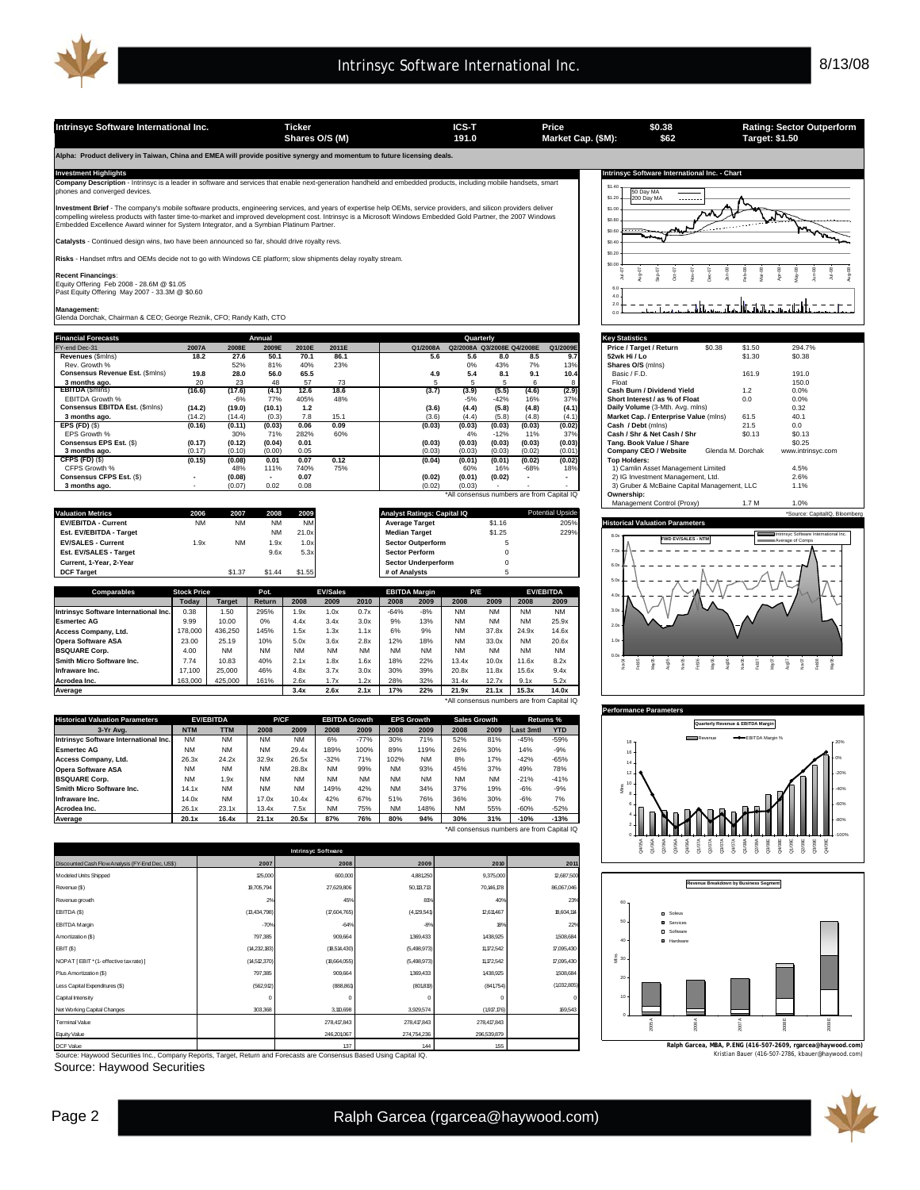| Intrinsyc Software International Inc. | Ticker | ICS-T | Price | $0.38 | Rating: Sector Outperform |
|---|---|---|---|---|---|
| | Shares O/S (M) | 191.0 | Market Cap. ($M): | $62 | Target: $1.50 |

**Alpha: Product delivery in Taiwan, China and EMEA will provide positive synergy and momentum to future licensing deals.**

## Investment Highlights

**Company Description** - Intrinsyc is a leader in software and services that enable next-generation handheld and embedded products, including mobile handsets, smart phones and converged devices.

**Investment Brief** - The company's mobile software products, engineering services, and years of expertise help OEMs, service providers, and silicon providers deliver compelling wireless products with faster time-to-market and improved development cost. Intrinsyc is a Microsoft Windows Embedded Gold Partner, the 2007 Windows Embedded Excellence Award winner for System Integrator, and a Symbian Platinum Partner.

**Catalysts** - Continued design wins, two have been announced so far, should drive royalty revs.

**Risks** - Handset mftrs and OEMs decide not to go with Windows CE platform; slow shipments delay royalty stream.

**Recent Financings**:
Equity Offering Feb 2008 - 28.6M @ $1.05
Past Equity Offering May 2007 - 33.3M @ $0.60

**Management:**
Glenda Dorchak, Chairman & CEO; George Reznik, CFO; Randy Kath, CTO

## Financial Forecasts

| FY-end Dec-31 | 2007A | 2008E | 2009E | 2010E | 2011E | Q1/2008A | Q2/2008A | Q3/2008E | Q4/2008E | Q1/2009E |
|---|---|---|---|---|---|---|---|---|---|---|
| **Revenues** ($mlns) | **18.2** | **27.6** | **50.1** | **70.1** | **86.1** | **5.6** | **5.6** | **8.0** | **8.5** | **9.7** |
| Rev. Growth % | | 52% | 81% | 40% | 23% | | 0% | 43% | 7% | 13% |
| **Consensus Revenue Est.** ($mlns) | **19.8** | **28.0** | **56.0** | **65.5** | | **4.9** | **5.4** | **8.1** | **9.1** | **10.4** |
| **3 months ago.** | 20 | 23 | 48 | 57 | 73 | 5 | 5 | 5 | 6 | 8 |
| **EBITDA** ($mlns) | **(16.6)** | **(17.6)** | **(4.1)** | **12.6** | **18.6** | **(3.7)** | **(3.9)** | **(5.5)** | **(4.6)** | **(2.9)** |
| EBITDA Growth % | | -6% | 77% | 405% | 48% | | -5% | -42% | 16% | 37% |
| **Consensus EBITDA Est.** ($mlns) | **(14.2)** | **(19.0)** | **(10.1)** | **1.2** | | **(3.6)** | **(4.4)** | **(5.8)** | **(4.8)** | **(4.1)** |
| **3 months ago.** | (14.2) | (14.4) | (0.3) | 7.8 | 15.1 | (3.6) | (4.4) | (5.8) | (4.8) | (4.1) |
| **EPS (FD)** ($) | **(0.16)** | **(0.11)** | **(0.03)** | **0.06** | **0.09** | **(0.03)** | **(0.03)** | **(0.03)** | **(0.03)** | **(0.02)** |
| EPS Growth % | | 30% | 71% | 282% | 60% | | 4% | -12% | 11% | 37% |
| **Consensus EPS Est.** ($) | **(0.17)** | **(0.12)** | **(0.04)** | **0.01** | | **(0.03)** | **(0.03)** | **(0.03)** | **(0.03)** | **(0.03)** |
| **3 months ago.** | (0.17) | (0.10) | (0.00) | 0.05 | | (0.03) | (0.03) | (0.03) | (0.02) | (0.01) |
| **CFPS (FD)** ($) | **(0.15)** | **(0.08)** | **0.01** | **0.07** | **0.12** | **(0.04)** | **(0.01)** | **(0.01)** | **(0.02)** | **(0.02)** |
| CFPS Growth % | | 48% | 111% | 740% | 75% | | 60% | 16% | -68% | 18% |
| **Consensus CFPS Est.** ($) | - | **(0.08)** | - | **0.07** | | **(0.02)** | **(0.01)** | **(0.02)** | - | - |
| **3 months ago.** | - | (0.07) | 0.02 | 0.08 | | (0.02) | (0.03) | - | - | - |

*All consensus numbers are from Capital IQ

## Key Statistics

| | | | |
|---|---|---|---|
| **Price / Target / Return** | $0.38 | $1.50 | 294.7% |
| **52wk Hi / Lo** | | $1.30 | $0.38 |
| **Shares O/S** (mlns) | | | |
| Basic / F.D. | | 161.9 | 191.0 |
| Float | | | 150.0 |
| **Cash Burn / Dividend Yield** | | 1.2 | 0.0% |
| **Short Interest / as % of Float** | | 0.0 | 0.0% |
| **Daily Volume** (3-Mth. Avg. mlns) | | | 0.32 |
| **Market Cap. / Enterprise Value** (mlns) | | 61.5 | 40.1 |
| **Cash / Debt** (mlns) | | 21.5 | 0.0 |
| **Cash / Shr & Net Cash / Shr** | | $0.13 | $0.13 |
| **Tang. Book Value / Share** | | | $0.25 |
| **Company CEO / Website** | | Glenda M. Dorchak | www.intrinsyc.com |
| **Top Holders:** | | | |
| 1) Camlin Asset Management Limited | | | 4.5% |
| 2) IG Investment Management, Ltd. | | | 2.6% |
| 3) Gruber & McBaine Capital Management, LLC | | | 1.1% |
| **Ownership:** | | | |
| Management Control (Proxy) | | 1.7 M | 1.0% |

*Source: CapitalIQ, Bloomberg

## Valuation Metrics

| Valuation Metrics | 2006 | 2007 | 2008 | 2009 |
|---|---|---|---|---|
| **EV/EBITDA - Current** | NM | NM | NM | NM |
| **Est. EV/EBITDA - Target** | | | NM | 21.0x |
| **EV/SALES - Current** | 1.9x | NM | 1.9x | 1.0x |
| **Est. EV/SALES - Target** | | | 9.6x | 5.3x |
| **Current, 1-Year, 2-Year** | | | | |
| **DCF Target** | | $1.37 | $1.44 | $1.55 |

| Analyst Ratings: Capital IQ | | Potential Upside |
|---|---|---|
| **Average Target** | $1.16 | 205% |
| **Median Target** | $1.25 | 229% |
| **Sector Outperform** | 5 | |
| **Sector Perform** | 0 | |
| **Sector Underperform** | 0 | |
| **# of Analysts** | 5 | |

## Comparables

| Comparables | Stock Price Today | Stock Price Target | Pot. Return | EV/Sales 2008 | EV/Sales 2009 | EV/Sales 2010 | EBITDA Margin 2008 | EBITDA Margin 2009 | P/E 2008 | P/E 2009 | EV/EBITDA 2008 | EV/EBITDA 2009 |
|---|---|---|---|---|---|---|---|---|---|---|---|---|
| **Intrinsyc Software International Inc.** | 0.38 | 1.50 | 295% | 1.9x | 1.0x | 0.7x | -64% | -8% | NM | NM | NM | NM |
| **Esmertec AG** | 9.99 | 10.00 | 0% | 4.4x | 3.4x | 3.0x | 9% | 13% | NM | NM | NM | 25.9x |
| **Access Company, Ltd.** | 178,000 | 436,250 | 145% | 1.5x | 1.3x | 1.1x | 6% | 9% | NM | 37.8x | 24.9x | 14.6x |
| **Opera Software ASA** | 23.00 | 25.19 | 10% | 5.0x | 3.6x | 2.8x | 12% | 18% | NM | 33.0x | NM | 20.6x |
| **BSQUARE Corp.** | 4.00 | NM | NM | NM | NM | NM | NM | NM | NM | NM | NM | NM |
| **Smith Micro Software Inc.** | 7.74 | 10.83 | 40% | 2.1x | 1.8x | 1.6x | 18% | 22% | 13.4x | 10.0x | 11.6x | 8.2x |
| **Infraware Inc.** | 17,100 | 25,000 | 46% | 4.8x | 3.7x | 3.0x | 30% | 39% | 20.8x | 11.8x | 15.6x | 9.4x |
| **Acrodea Inc.** | 163,000 | 425,000 | 161% | 2.6x | 1.7x | 1.2x | 28% | 32% | 31.4x | 12.7x | 9.1x | 5.2x |
| **Average** | | | | **3.4x** | **2.6x** | **2.1x** | **17%** | **22%** | **21.9x** | **21.1x** | **15.3x** | **14.0x** |

*All consensus numbers are from Capital IQ

## Historical Valuation Parameters

| 3-Yr Avg. | EV/EBITDA NTM | EV/EBITDA TTM | P/CF 2008 | P/CF 2009 | EBITDA Growth 2008 | EBITDA Growth 2009 | EPS Growth 2008 | EPS Growth 2009 | Sales Growth 2008 | Sales Growth 2009 | Returns % Last 3mtl | Returns % YTD |
|---|---|---|---|---|---|---|---|---|---|---|---|---|
| **Intrinsyc Software International Inc.** | NM | NM | NM | NM | 6% | -77% | 30% | 71% | 52% | 81% | -45% | -59% |
| **Esmertec AG** | NM | NM | NM | 29.4x | 189% | 100% | 89% | 119% | 26% | 30% | 14% | -9% |
| **Access Company, Ltd.** | 26.3x | 24.2x | 32.9x | 26.5x | -32% | 71% | 102% | NM | 8% | 17% | -42% | -65% |
| **Opera Software ASA** | NM | NM | NM | 28.8x | NM | 99% | NM | 93% | 45% | 37% | 49% | 78% |
| **BSQUARE Corp.** | NM | 1.9x | NM | NM | NM | NM | NM | NM | NM | NM | -21% | -41% |
| **Smith Micro Software Inc.** | 14.1x | NM | NM | NM | 149% | 42% | NM | 34% | 37% | 19% | -6% | -9% |
| **Infraware Inc.** | 14.0x | NM | 17.0x | 10.4x | 42% | 67% | 51% | 76% | 36% | 30% | -6% | 7% |
| **Acrodea Inc.** | 26.1x | 23.1x | 13.4x | 7.5x | NM | 75% | NM | 148% | NM | 55% | -60% | -52% |
| **Average** | **20.1x** | **16.4x** | **21.1x** | **20.5x** | **87%** | **76%** | **80%** | **94%** | **30%** | **31%** | **-10%** | **-13%** |

*All consensus numbers are from Capital IQ

## Intrinsyc Software

| Discounted Cash Flow Analysis (FY-End Dec, US$) | 2007 | 2008 | 2009 | 2010 | 2011 |
|---|---|---|---|---|---|
| Modeled Units Shipped | 125,000 | 600,000 | 4,881,250 | 9,375,000 | 12,687,500 |
| Revenue ($) | 18,705,794 | 27,629,806 | 50,113,713 | 70,146,178 | 86,067,046 |
| Revenue growth | 2% | 45% | 81% | 40% | 23% |
| EBITDA ($) | (13,434,798) | (17,604,765) | (4,129,541) | 12,611,467 | 18,604,114 |
| EBITDA Margin | -70% | -64% | -8% | 18% | 22% |
| Amortization ($) | 797,385 | 909,664 | 1,369,433 | 1,438,925 | 1,508,684 |
| EBIT ($) | (14,232,183) | (18,514,430) | (5,498,973) | 11,172,542 | 17,095,430 |
| NOPAT [ EBIT * (1- effective tax rate) ] | (14,512,370) | (18,664,055) | (5,498,973) | 11,172,542 | 17,095,430 |
| Plus Amortization ($) | 797,385 | 909,664 | 1,369,433 | 1,438,925 | 1,508,684 |
| Less Capital Expenditures ($) | (562,912) | (888,861) | (801,818) | (841,754) | (1,032,805) |
| Capital Intensity | 0 | 0 | 0 | 0 | 0 |
| Net Working Capital Changes | 303,368 | 3,110,698 | 3,929,574 | (1,917,176) | 169,543 |
| Terminal Value | | 278,417,843 | 278,417,843 | 278,417,843 | |
| Equity Value | | 246,201,067 | 274,754,236 | 296,539,879 | |
| DCF Value | | 137 | 144 | 155 | |

Source: Haywood Securities Inc., Company Reports, Target, Return and Forecasts are Consensus Based Using Capital IQ.

Source: Haywood Securities

Ralph Garcea, MBA, P.ENG (416-507-2609, rgarcea@haywood.com)
Kristian Bauer (416-507-2786, kbauer@haywood.com)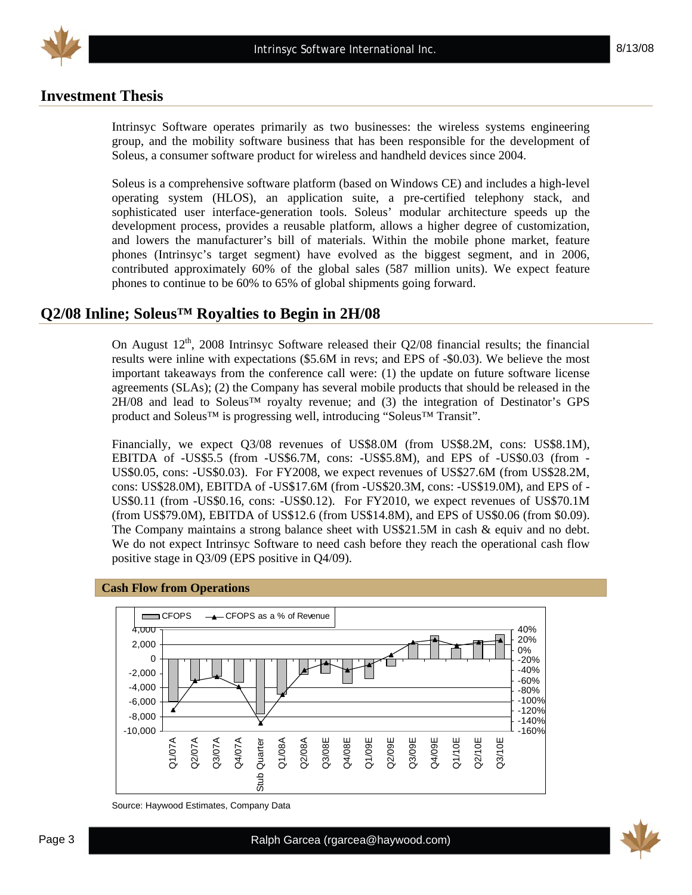## Investment Thesis

Intrinsyc Software operates primarily as two businesses: the wireless systems engineering group, and the mobility software business that has been responsible for the development of Soleus, a consumer software product for wireless and handheld devices since 2004.

Soleus is a comprehensive software platform (based on Windows CE) and includes a high-level operating system (HLOS), an application suite, a pre-certified telephony stack, and sophisticated user interface-generation tools. Soleus' modular architecture speeds up the development process, provides a reusable platform, allows a higher degree of customization, and lowers the manufacturer's bill of materials. Within the mobile phone market, feature phones (Intrinsyc's target segment) have evolved as the biggest segment, and in 2006, contributed approximately 60% of the global sales (587 million units). We expect feature phones to continue to be 60% to 65% of global shipments going forward.

## Q2/08 Inline; Soleus™ Royalties to Begin in 2H/08

On August 12th, 2008 Intrinsyc Software released their Q2/08 financial results; the financial results were inline with expectations ($5.6M in revs; and EPS of -$0.03). We believe the most important takeaways from the conference call were: (1) the update on future software license agreements (SLAs); (2) the Company has several mobile products that should be released in the 2H/08 and lead to Soleus™ royalty revenue; and (3) the integration of Destinator's GPS product and Soleus™ is progressing well, introducing "Soleus™ Transit".

Financially, we expect Q3/08 revenues of US$8.0M (from US$8.2M, cons: US$8.1M), EBITDA of -US$5.5 (from -US$6.7M, cons: -US$5.8M), and EPS of -US$0.03 (from -US$0.05, cons: -US$0.03). For FY2008, we expect revenues of US$27.6M (from US$28.2M, cons: US$28.0M), EBITDA of -US$17.6M (from -US$20.3M, cons: -US$19.0M), and EPS of -US$0.11 (from -US$0.16, cons: -US$0.12). For FY2010, we expect revenues of US$70.1M (from US$79.0M), EBITDA of US$12.6 (from US$14.8M), and EPS of US$0.06 (from $0.09). The Company maintains a strong balance sheet with US$21.5M in cash & equiv and no debt. We do not expect Intrinsyc Software to need cash before they reach the operational cash flow positive stage in Q3/09 (EPS positive in Q4/09).

**Cash Flow from Operations**

Source: Haywood Estimates, Company Data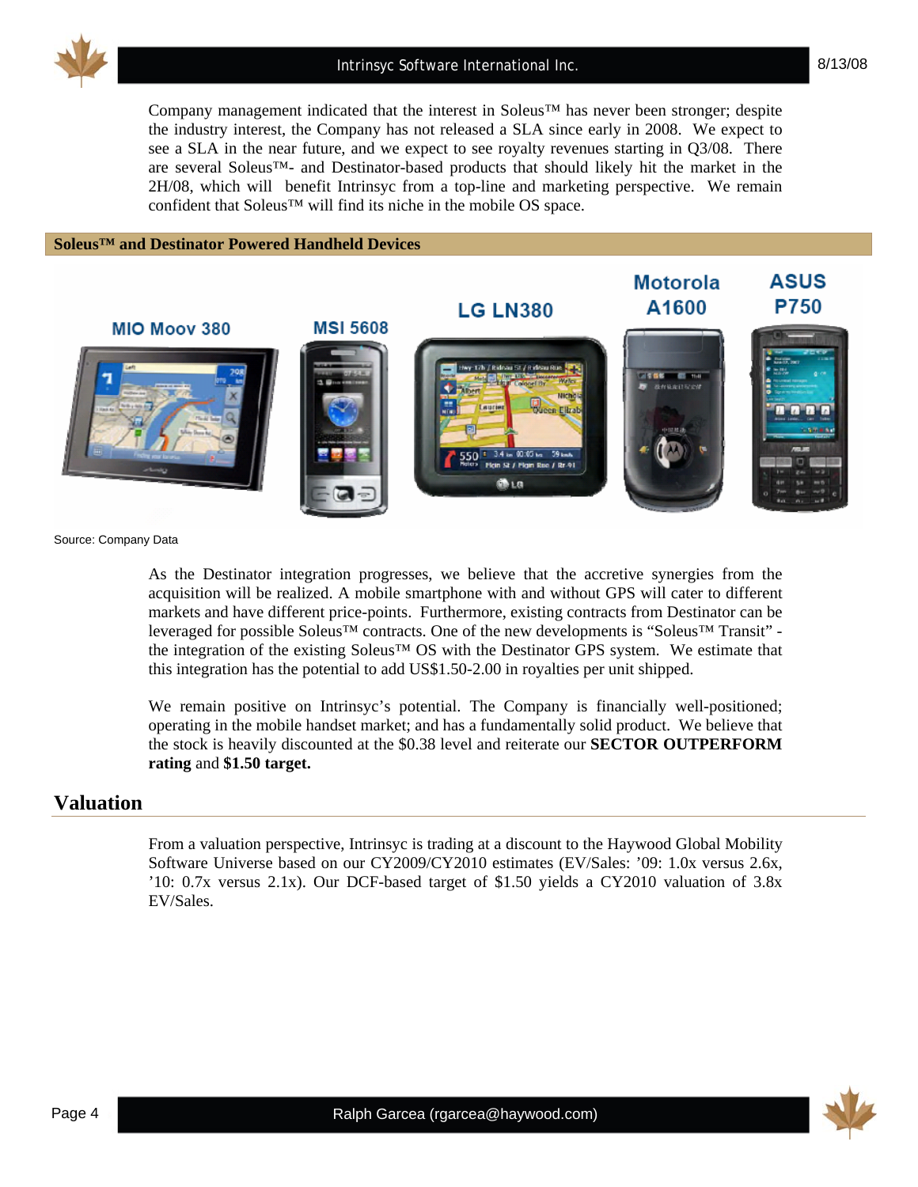Company management indicated that the interest in Soleus™ has never been stronger; despite the industry interest, the Company has not released a SLA since early in 2008. We expect to see a SLA in the near future, and we expect to see royalty revenues starting in Q3/08. There are several Soleus™- and Destinator-based products that should likely hit the market in the 2H/08, which will benefit Intrinsyc from a top-line and marketing perspective. We remain confident that Soleus™ will find its niche in the mobile OS space.

**Soleus™ and Destinator Powered Handheld Devices**

MIO Moov 380 | MSI 5608 | LG LN380 | Motorola A1600 | ASUS P750

Source: Company Data

As the Destinator integration progresses, we believe that the accretive synergies from the acquisition will be realized. A mobile smartphone with and without GPS will cater to different markets and have different price-points. Furthermore, existing contracts from Destinator can be leveraged for possible Soleus™ contracts. One of the new developments is "Soleus™ Transit" - the integration of the existing Soleus™ OS with the Destinator GPS system. We estimate that this integration has the potential to add US$1.50-2.00 in royalties per unit shipped.

We remain positive on Intrinsyc's potential. The Company is financially well-positioned; operating in the mobile handset market; and has a fundamentally solid product. We believe that the stock is heavily discounted at the $0.38 level and reiterate our **SECTOR OUTPERFORM rating** and **$1.50 target.**

## Valuation

From a valuation perspective, Intrinsyc is trading at a discount to the Haywood Global Mobility Software Universe based on our CY2009/CY2010 estimates (EV/Sales: '09: 1.0x versus 2.6x, '10: 0.7x versus 2.1x). Our DCF-based target of $1.50 yields a CY2010 valuation of 3.8x EV/Sales.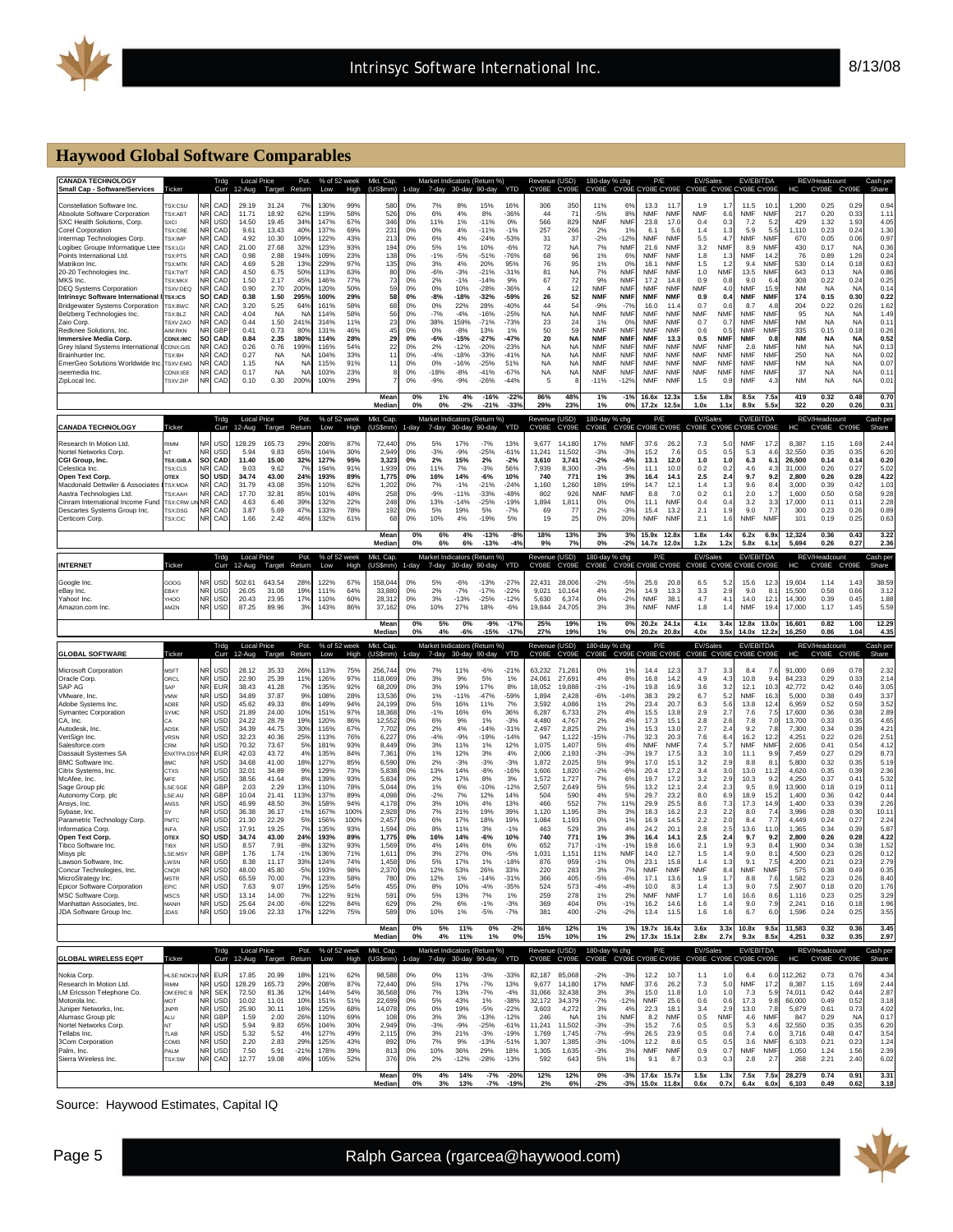## Haywood Global Software Comparables

| CANADA TECHNOLOGY Small Cap - Software/Services | Ticker | | Trdg Curr | Local Price 12-Aug | Target | Pot. Return | % of 52 week Low | High | Mkt. Cap. (US$mm) | Market Indicators (Return %) 1-day | 7-day | 30-day | 90-day | YTD | Revenue (USD) CY08E | CY09E | 180-day % chg CY08E | CY09E | P/E CY08E | CY09E | EV/Sales CY08E | CY09E | EV/EBITDA CY08E | CY09E | HC | REV/Headcount CY08E | CY09E | Cash per Share |
|---|---|---|---|---|---|---|---|---|---|---|---|---|---|---|---|---|---|---|---|---|---|---|---|---|---|---|---|---|
| Constellation Software Inc. | TSX:CSU | NR | CAD | 29.19 | 31.24 | 7% | 130% | 99% | 580 | 0% | 7% | 8% | 15% | 16% | 306 | 350 | 11% | 6% | 13.3 | 11.7 | 1.9 | 1.7 | 11.5 | 10.1 | 1,200 | 0.25 | 0.29 | 0.94 |
| Absolute Software Corporation | TSX:ABT | NR | CAD | 11.71 | 18.92 | 62% | 119% | 58% | 526 | 0% | 6% | 4% | 8% | -36% | 44 | 71 | -5% | 8% | NMF | NMF | NMF | 6.6 | NMF | NMF | 217 | 0.20 | 0.33 | 1.11 |
| SXC Health Solutions, Corp. | SXCI | NR | USD | 14.50 | 19.45 | 34% | 147% | 67% | 346 | 0% | 11% | 1% | -11% | 0% | 566 | 829 | NMF | NMF | 23.8 | 17.0 | 0.4 | 0.3 | 7.2 | 5.2 | 429 | 1.32 | 1.93 | 4.05 |
| Corel Corporation | TSX:CRE | NR | CAD | 9.61 | 13.43 | 40% | 137% | 69% | 231 | 0% | 0% | 4% | -11% | -1% | 257 | 266 | 2% | 1% | 6.1 | 5.6 | 1.4 | 1.3 | 5.9 | 5.5 | 1,110 | 0.23 | 0.24 | 1.30 |
| Intermap Technologies Corp. | TSX:IMP | NR | CAD | 4.92 | 10.30 | 109% | 122% | 43% | 213 | 0% | 6% | 4% | -24% | -53% | 31 | 37 | -2% | -12% | NMF | NMF | 5.5 | 4.7 | NMF | NMF | 670 | 0.05 | 0.06 | 0.97 |
| Logibec Groupe Informatique Ltee | TSX:LGI | NR | CAD | 21.00 | 27.68 | 32% | 123% | 93% | 194 | 0% | 5% | 1% | 10% | -6% | 72 | NA | 7% | NMF | 21.6 | NMF | 3.2 | NMF | 8.9 | NMF | 430 | 0.17 | NA | 0.36 |
| Points International Ltd. | TSX:PTS | NR | CAD | 0.98 | 2.88 | 194% | 109% | 23% | 138 | 0% | -1% | -5% | -51% | -76% | 68 | 96 | 1% | 6% | NMF | NMF | 1.8 | 1.3 | NMF | 14.2 | 76 | 0.89 | 1.26 | 0.24 |
| Matrikon Inc. | TSX:MTK | NR | CAD | 4.69 | 5.28 | 13% | 229% | 97% | 135 | 0% | 3% | 4% | 20% | 95% | 76 | 95 | 1% | 0% | 18.1 | NMF | 1.5 | 1.2 | 9.4 | NMF | 530 | 0.14 | 0.18 | 0.63 |
| 20-20 Technologies Inc. | TSX:TWT | NR | CAD | 4.50 | 6.75 | 50% | 113% | 63% | 80 | 0% | -6% | -3% | -21% | -31% | 81 | NA | 7% | NMF | NMF | NMF | 1.0 | NMF | 13.5 | NMF | 643 | 0.13 | NA | 0.86 |
| MKS Inc. | TSX:MKX | NR | CAD | 1.50 | 2.17 | 45% | 146% | 77% | 73 | 0% | 2% | -1% | -14% | 9% | 67 | 72 | 9% | NMF | 17.2 | 14.8 | 0.9 | 0.8 | 9.0 | 6.4 | 308 | 0.22 | 0.24 | 0.25 |
| DEQ Systems Corporation | TSXV:DEQ | NR | CAD | 0.90 | 2.70 | 200% | 120% | 50% | 59 | 0% | 0% | 10% | -28% | -36% | 4 | 12 | NMF | NMF | NMF | NMF | NMF | 4.0 | NMF | 15.9 | NM | NA | NA | 0.14 |
| **Intrinsyc Software International** | **TSX:ICS** | **SO** | **CAD** | **0.38** | **1.50** | **295%** | **100%** | **29%** | **58** | **0%** | **-8%** | **-18%** | **-32%** | **-59%** | **26** | **52** | **NMF** | **NMF** | **NMF** | **NMF** | **0.9** | **0.4** | **NMF** | **NMF** | **174** | **0.15** | **0.30** | **0.22** |
| Bridgewater Systems Corporation | TSX:BWC | NR | CAD | 3.20 | 5.25 | 64% | 161% | 58% | 68 | 0% | 0% | 22% | 28% | -40% | 44 | 54 | -9% | -7% | 16.0 | 11.4 | 0.7 | 0.6 | 8.7 | 4.8 | 204 | 0.22 | 0.26 | 1.62 |
| Belzberg Technologies Inc. | TSX:BLZ | NR | CAD | 4.04 | NA | NA | 114% | 58% | 56 | 0% | -7% | -4% | -16% | -25% | NA | NA | NMF | NMF | NMF | NMF | NMF | NMF | NMF | NMF | 95 | NA | NA | 1.49 |
| Zaio Corp. | TSXV:ZAO | NR | CAD | 0.44 | 1.50 | 241% | 314% | 11% | 23 | 0% | 38% | 159% | -71% | -73% | 23 | 24 | 1% | 0% | NMF | NMF | 0.7 | 0.7 | NMF | NMF | NM | NA | NA | 0.11 |
| Redknee Solutions, Inc. | AIM:RKN | NR | GBP | 0.41 | 0.73 | 80% | 131% | 46% | 45 | 0% | 0% | -8% | 13% | 1% | 50 | 59 | NMF | NMF | NMF | NMF | 0.6 | 0.5 | NMF | NMF | 335 | 0.15 | 0.18 | 0.26 |
| **Immersive Media Corp.** | **CDNX:IMC** | **SO** | **CAD** | **0.84** | **2.35** | **180%** | **114%** | **28%** | **29** | **0%** | **-6%** | **-15%** | **-27%** | **-47%** | **20** | **NA** | **NMF** | **NMF** | **NMF** | **13.3** | **0.5** | **NMF** | **NMF** | **0.8** | **NM** | **NA** | **NA** | **0.52** |
| Grey Island Systems International | CDNX:GIS | NR | CAD | 0.26 | 0.76 | 199% | 116% | 54% | 22 | 0% | 2% | -12% | -20% | -23% | NA | NA | NMF | NMF | NMF | NMF | NMF | NMF | 2.8 | NMF | NM | NA | NA | 0.13 |
| Brainhunter Inc. | TSX:BH | NR | CAD | 0.27 | NA | NA | 104% | 33% | 11 | 0% | -4% | -18% | -33% | -41% | NA | NA | NMF | NMF | NMF | NMF | NMF | NMF | 9.4 | NMF | 250 | NA | NA | 0.02 |
| EmerGeo Solutions Worldwide Inc. | TSXV:EMG | NR | CAD | 1.15 | NA | NA | 115% | 91% | 11 | 0% | 0% | -16% | -25% | 51% | NA | NA | NMF | NMF | NMF | NMF | NMF | NMF | NMF | NMF | NM | NA | NA | 0.07 |
| iseemedia Inc. | CDNX:IEE | NR | CAD | 0.17 | NA | NA | 103% | 23% | 8 | 0% | -18% | -8% | -41% | -67% | NA | NA | NMF | NMF | NMF | NMF | NMF | NMF | NMF | NMF | 37 | NA | NA | 0.11 |
| ZipLocal Inc. | TSXV:ZIP | NR | CAD | 0.10 | 0.30 | 200% | 100% | 29% | 7 | 0% | -9% | -9% | -26% | -44% | 5 | 8 | -11% | -12% | NMF | NMF | 1.5 | 0.9 | NMF | 4.3 | NM | NA | NA | 0.01 |
| | | | | | | | | | **Mean** | **0%** | **1%** | **4%** | **-16%** | **-22%** | **86%** | **48%** | **1%** | **-1%** | **16.6x** | **12.3x** | **1.5x** | **1.8x** | **8.5x** | **7.5x** | **419** | **0.32** | **0.48** | **0.70** |
| | | | | | | | | | **Median** | **0%** | **0%** | **-2%** | **-21%** | **-33%** | **29%** | **23%** | **1%** | **0%** | **17.2x** | **12.5x** | **1.0x** | **1.1x** | **8.9x** | **5.5x** | **322** | **0.20** | **0.26** | **0.31** |

| CANADA TECHNOLOGY | Ticker | | Trdg Curr | Local Price 12-Aug | Target | Pot. Return | % of 52 week Low | High | Mkt. Cap. (US$mm) | Market Indicators (Return %) 1-day | 7-day | 30-day | 90-day | YTD | Revenue (USD) CY08E | CY09E | 180-day % chg CY08E | CY09E | P/E CY08E | CY09E | EV/Sales CY08E | CY09E | EV/EBITDA CY08E | CY09E | HC | REV/Headcount CY08E | CY09E | Cash per Share |
|---|---|---|---|---|---|---|---|---|---|---|---|---|---|---|---|---|---|---|---|---|---|---|---|---|---|---|---|---|
| Research In Motion Ltd. | RIMM | NR | USD | 128.29 | 165.73 | 29% | 208% | 87% | 72,440 | 0% | 5% | 17% | -7% | 13% | 9,677 | 14,180 | 17% | NMF | 37.6 | 26.2 | 7.3 | 5.0 | NMF | 17.2 | 8,387 | 1.15 | 1.69 | 2.44 |
| Nortel Networks Corp. | NT | NR | USD | 5.94 | 9.83 | 65% | 104% | 30% | 2,949 | 0% | -3% | -9% | -25% | -61% | 11,241 | 11,502 | -3% | -3% | 15.2 | 7.6 | 0.5 | 0.5 | 5.3 | 4.6 | 32,550 | 0.35 | 0.35 | 6.20 |
| **CGI Group, Inc.** | **TSX:GIB.A** | **SO** | **CAD** | **11.40** | **15.00** | **32%** | **127%** | **95%** | **3,323** | **0%** | **2%** | **15%** | **2%** | **-2%** | **3,610** | **3,741** | **-2%** | **-4%** | **13.1** | **12.0** | **1.0** | **1.0** | **6.3** | **6.1** | **26,500** | **0.14** | **0.14** | **0.20** |
| Celestica Inc. | TSX:CLS | NR | CAD | 9.03 | 9.62 | 7% | 194% | 91% | 1,939 | 0% | 11% | 7% | -3% | 56% | 7,939 | 8,300 | -3% | -5% | 11.1 | 10.0 | 0.2 | 0.2 | 4.6 | 4.3 | 31,000 | 0.26 | 0.27 | 5.02 |
| **Open Text Corp.** | **OTEX** | **SO** | **USD** | **34.74** | **43.00** | **24%** | **193%** | **89%** | **1,775** | **0%** | **16%** | **14%** | **-6%** | **10%** | **740** | **771** | **1%** | **3%** | **16.4** | **14.1** | **2.5** | **2.4** | **9.7** | **9.2** | **2,800** | **0.26** | **0.28** | **4.22** |
| Macdonald Dettwiler & Associates | TSX:MDA | NR | CAD | 31.79 | 43.08 | 35% | 110% | 62% | 1,202 | 0% | 7% | -1% | -21% | -24% | 1,160 | 1,260 | 18% | 19% | 14.7 | 12.1 | 1.4 | 1.3 | 9.6 | 8.4 | 3,000 | 0.39 | 0.42 | 1.03 |
| Aastra Technologies Ltd. | TSX:AAH | NR | CAD | 17.70 | 32.81 | 85% | 101% | 48% | 258 | 0% | -9% | -11% | -33% | -48% | 802 | 926 | NMF | NMF | 8.8 | 7.0 | 0.2 | 0.1 | 2.0 | 1.7 | 1,600 | 0.50 | 0.58 | 9.28 |
| Cinram International Income Fund | TSX:CRW.UN | NR | CAD | 4.63 | 6.46 | 39% | 132% | 22% | 248 | 0% | 13% | -14% | -25% | -19% | 1,894 | 1,811 | 0% | 0% | 11.1 | NMF | 0.4 | 0.4 | 3.2 | 3.3 | 17,000 | 0.11 | 0.11 | 2.28 |
| Descartes Systems Group Inc. | TSX:DSG | NR | CAD | 3.87 | 5.69 | 47% | 133% | 78% | 192 | 0% | 5% | 19% | 5% | -7% | 69 | 77 | 2% | -3% | 15.4 | 13.2 | 2.1 | 1.9 | 9.0 | 7.7 | 300 | 0.23 | 0.26 | 0.89 |
| Certicom Corp. | TSX:CIC | NR | CAD | 1.66 | 2.42 | 46% | 132% | 61% | 68 | 0% | 10% | 4% | -19% | 5% | 19 | 25 | 0% | 20% | NMF | NMF | 2.1 | 1.6 | NMF | NMF | 101 | 0.19 | 0.25 | 0.63 |
| | | | | | | | | | **Mean** | **0%** | **6%** | **4%** | **-13%** | **-8%** | **18%** | **13%** | **3%** | **3%** | **15.9x** | **12.8x** | **1.8x** | **1.4x** | **6.2x** | **6.9x** | **12,324** | **0.36** | **0.43** | **3.22** |
| | | | | | | | | | **Median** | **0%** | **6%** | **6%** | **-13%** | **-4%** | **9%** | **7%** | **0%** | **-2%** | **14.7x** | **12.0x** | **1.2x** | **1.2x** | **5.8x** | **6.1x** | **5,694** | **0.26** | **0.27** | **2.36** |

| INTERNET | Ticker | | Trdg Curr | Local Price 12-Aug | Target | Pot. Return | % of 52 week Low | High | Mkt. Cap. (US$mm) | Market Indicators (Return %) 1-day | 7-day | 30-day | 90-day | YTD | Revenue (USD) CY08E | CY09E | 180-day % chg CY08E | CY09E | P/E CY08E | CY09E | EV/Sales CY08E | CY09E | EV/EBITDA CY08E | CY09E | HC | REV/Headcount CY08E | CY09E | Cash per Share |
|---|---|---|---|---|---|---|---|---|---|---|---|---|---|---|---|---|---|---|---|---|---|---|---|---|---|---|---|---|
| Google Inc. | GOOG | NR | USD | 502.61 | 643.54 | 28% | 122% | 67% | 158,044 | 0% | 5% | -6% | -13% | -27% | 22,431 | 28,006 | -2% | -5% | 25.6 | 20.8 | 6.5 | 5.2 | 15.6 | 12.3 | 19,604 | 1.14 | 1.43 | 38.59 |
| eBay Inc. | EBAY | NR | USD | 26.05 | 31.08 | 19% | 111% | 64% | 33,880 | 0% | 2% | -7% | -17% | -22% | 9,021 | 10,164 | 4% | 2% | 14.9 | 13.3 | 3.3 | 2.9 | 9.0 | 8.1 | 15,500 | 0.58 | 0.66 | 3.12 |
| Yahoo! Inc. | YHOO | NR | USD | 20.43 | 23.95 | 17% | 110% | 60% | 28,312 | 0% | 3% | -13% | -25% | -12% | 5,630 | 6,374 | 0% | -2% | NMF | 38.1 | 4.7 | 4.1 | 14.0 | 12.1 | 14,300 | 0.39 | 0.45 | 1.88 |
| Amazon.com Inc. | AMZN | NR | USD | 87.25 | 89.96 | 3% | 143% | 86% | 37,162 | 0% | 10% | 27% | 18% | -6% | 19,844 | 24,705 | 3% | 3% | NMF | NMF | 1.8 | 1.4 | NMF | 19.4 | 17,000 | 1.17 | 1.45 | 5.59 |
| | | | | | | | | | **Mean** | **0%** | **5%** | **0%** | **-9%** | **-17%** | **25%** | **19%** | **1%** | **0%** | **20.2x** | **24.1x** | **4.1x** | **3.4x** | **12.8x** | **13.0x** | **16,601** | **0.82** | **1.00** | **12.29** |
| | | | | | | | | | **Median** | **0%** | **4%** | **-6%** | **-15%** | **-17%** | **27%** | **19%** | **1%** | **0%** | **20.2x** | **20.8x** | **4.0x** | **3.5x** | **14.0x** | **12.2x** | **16,250** | **0.86** | **1.04** | **4.35** |

| GLOBAL SOFTWARE | Ticker | | Trdg Curr | Local Price 12-Aug | Target | Pot. Return | % of 52 week Low | High | Mkt. Cap. (US$mm) | Market Indicators (Return %) 1-day | 7-day | 30-day | 90-day | YTD | Revenue (USD) CY08E | CY09E | 180-day % chg CY08E | CY09E | P/E CY08E | CY09E | EV/Sales CY08E | CY09E | EV/EBITDA CY08E | CY09E | HC | REV/Headcount CY08E | CY09E | Cash per Share |
|---|---|---|---|---|---|---|---|---|---|---|---|---|---|---|---|---|---|---|---|---|---|---|---|---|---|---|---|---|
| Microsoft Corporation | MSFT | NR | USD | 28.12 | 35.33 | 26% | 113% | 75% | 256,744 | 0% | 7% | 11% | -6% | -21% | 63,232 | 71,281 | 0% | 1% | 14.4 | 12.3 | 3.7 | 3.3 | 8.4 | 7.6 | 91,000 | 0.69 | 0.78 | 2.32 |
| Oracle Corp. | ORCL | NR | USD | 22.90 | 25.39 | 11% | 126% | 97% | 118,069 | 0% | 3% | 9% | 5% | 1% | 24,061 | 27,691 | 4% | 8% | 16.8 | 14.2 | 4.9 | 4.3 | 10.8 | 9.4 | 84,233 | 0.29 | 0.33 | 2.14 |
| SAP AG | SAP | NR | EUR | 38.43 | 41.28 | 7% | 135% | 92% | 68,209 | 0% | 3% | 19% | 17% | 8% | 18,052 | 19,888 | -1% | -1% | 19.8 | 16.9 | 3.6 | 3.2 | 12.1 | 10.3 | 42,772 | 0.42 | 0.46 | 3.05 |
| VMware, Inc. | VMW | NR | USD | 34.89 | 37.87 | 9% | 108% | 28% | 13,536 | 0% | 1% | -11% | -47% | -59% | 1,894 | 2,428 | -6% | -14% | 38.3 | 29.2 | 6.7 | 5.2 | NMF | 16.3 | 5,000 | 0.38 | 0.49 | 3.37 |
| Adobe Systems Inc. | ADBE | NR | USD | 45.62 | 49.33 | 8% | 149% | 94% | 24,199 | 0% | 5% | 16% | 11% | 7% | 3,592 | 4,086 | 1% | 2% | 23.4 | 20.7 | 6.3 | 5.6 | 13.8 | 12.4 | 6,959 | 0.52 | 0.59 | 3.52 |
| Symantec Corporation | SYMC | NR | USD | 21.89 | 24.00 | 10% | 151% | 97% | 18,368 | 0% | -1% | 16% | 6% | 36% | 6,287 | 6,733 | 2% | 4% | 15.5 | 13.8 | 2.9 | 2.7 | 7.6 | 7.5 | 17,600 | 0.36 | 0.38 | 2.89 |
| CA, Inc. | CA | NR | USD | 24.22 | 28.79 | 19% | 120% | 86% | 12,552 | 0% | 6% | 9% | 1% | -3% | 4,480 | 4,767 | 2% | 4% | 17.3 | 15.1 | 2.8 | 2.6 | 7.8 | 7.0 | 13,700 | 0.33 | 0.35 | 4.65 |
| Autodesk, Inc. | ADSK | NR | USD | 34.39 | 44.75 | 30% | 116% | 67% | 7,702 | 0% | 2% | 4% | -14% | -31% | 2,497 | 2,825 | 2% | 1% | 15.3 | 13.0 | 2.7 | 2.4 | 9.2 | 7.8 | 7,300 | 0.34 | 0.39 | 4.21 |
| VeriSign Inc. | VRSN | NR | USD | 32.23 | 40.36 | 25% | 113% | 76% | 6,227 | 0% | -4% | -9% | -19% | -14% | 947 | 1,122 | -15% | -7% | 32.3 | 20.3 | 7.6 | 6.4 | 16.2 | 12.2 | 4,251 | 0.22 | 0.26 | 2.51 |
| Salesforce.com | CRM | NR | USD | 70.32 | 73.67 | 5% | 181% | 93% | 8,449 | 0% | 3% | 11% | 1% | 12% | 1,075 | 1,407 | 5% | 4% | NMF | NMF | 7.4 | 5.7 | NMF | NMF | 2,606 | 0.41 | 0.54 | 4.12 |
| Dassault Systemes SA | ENXTPA:DSY | NR | EUR | 42.03 | 43.72 | 4% | 135% | 84% | 7,361 | 0% | 1% | 12% | 3% | 4% | 2,006 | 2,193 | -3% | -3% | 19.7 | 17.5 | 3.3 | 3.0 | 11.1 | 9.9 | 7,459 | 0.27 | 0.29 | 8.73 |
| BMC Software Inc. | BMC | NR | USD | 34.68 | 41.00 | 18% | 127% | 85% | 6,590 | 0% | 2% | -3% | -3% | -3% | 1,872 | 2,025 | 5% | 9% | 17.0 | 15.1 | 3.2 | 2.9 | 8.8 | 8.1 | 5,800 | 0.32 | 0.35 | 5.19 |
| Citrix Systems, Inc. | CTXS | NR | USD | 32.01 | 34.89 | 9% | 129% | 73% | 5,838 | 0% | 13% | 14% | -8% | -16% | 1,606 | 1,820 | -2% | -6% | 20.4 | 17.2 | 3.4 | 3.0 | 13.0 | 11.2 | 4,620 | 0.35 | 0.39 | 2.36 |
| McAfee, Inc. | MFE | NR | USD | 38.56 | 41.64 | 8% | 139% | 93% | 5,834 | 0% | 2% | 17% | 8% | 3% | 1,572 | 1,727 | 7% | 6% | 19.7 | 17.2 | 3.2 | 2.9 | 10.3 | 9.2 | 4,250 | 0.37 | 0.41 | 5.32 |
| Sage Group plc | LSE:SGE | NR | GBP | 2.03 | 2.29 | 13% | 110% | 78% | 5,044 | 0% | 1% | 6% | -10% | -12% | 2,507 | 2,649 | 5% | 5% | 13.2 | 12.1 | 2.4 | 2.3 | 9.5 | 8.9 | 13,900 | 0.18 | 0.19 | 0.11 |
| Autonomy Corp. plc | LSE:AU | NR | GBP | 10.04 | 21.41 | 113% | 137% | 89% | 4,098 | 0% | -2% | 7% | 12% | 14% | 504 | 590 | 4% | 5% | 29.7 | 23.2 | 8.0 | 6.9 | 18.9 | 15.2 | 1,400 | 0.36 | 0.42 | 0.44 |
| Ansys, Inc. | ANSS | NR | USD | 46.99 | 48.50 | 3% | 158% | 94% | 4,178 | 0% | 3% | 10% | 4% | 13% | 466 | 552 | 7% | 11% | 29.9 | 25.5 | 8.6 | 7.3 | 17.3 | 14.9 | 1,400 | 0.33 | 0.39 | 2.26 |
| Sybase, Inc. | SY | NR | USD | 36.38 | 36.17 | -1% | 167% | 100% | 2,928 | 0% | 7% | 21% | 19% | 39% | 1,120 | 1,195 | 3% | 3% | 18.3 | 16.2 | 2.3 | 2.2 | 8.0 | 7.4 | 3,996 | 0.28 | 0.30 | 10.11 |
| Parametric Technology Corp. | PMTC | NR | USD | 21.30 | 22.29 | 5% | 156% | 100% | 2,457 | 0% | 6% | 17% | 18% | 19% | 1,084 | 1,193 | 0% | 1% | 16.9 | 14.5 | 2.2 | 2.0 | 8.4 | 7.7 | 4,449 | 0.24 | 0.27 | 2.24 |
| Informatica Corp. | INFA | NR | USD | 17.91 | 19.25 | 7% | 135% | 93% | 1,594 | 0% | 8% | 11% | 3% | -1% | 463 | 529 | 3% | 4% | 24.2 | 20.1 | 2.8 | 2.5 | 13.6 | 11.0 | 1,365 | 0.34 | 0.39 | 5.87 |
| **Open Text Corp.** | **OTEX** | **SO** | **USD** | **34.74** | **43.00** | **24%** | **193%** | **89%** | **1,775** | **0%** | **16%** | **14%** | **-6%** | **10%** | **740** | **771** | **1%** | **3%** | **16.4** | **14.1** | **2.5** | **2.4** | **9.7** | **9.2** | **2,800** | **0.26** | **0.28** | **4.22** |
| Tibco Software Inc. | TIBX | NR | USD | 8.57 | 7.91 | -8% | 132% | 93% | 1,569 | 0% | 4% | 14% | 6% | 6% | 652 | 717 | -1% | -1% | 19.8 | 16.6 | 2.1 | 1.9 | 9.3 | 8.4 | 1,900 | 0.34 | 0.38 | 1.52 |
| Misys plc | LSE:MSY | NR | GBP | 1.76 | 1.74 | -1% | 136% | 71% | 1,611 | 0% | 3% | 27% | 0% | -5% | 1,031 | 1,151 | 11% | NMF | 14.0 | 12.7 | 1.5 | 1.4 | 9.0 | 8.1 | 4,500 | 0.23 | 0.26 | 0.12 |
| Lawson Software, Inc. | LWSN | NR | USD | 8.38 | 11.17 | 33% | 124% | 74% | 1,458 | 0% | 5% | 17% | 1% | -18% | 876 | 959 | -1% | 0% | 23.1 | 15.8 | 1.4 | 1.3 | 9.1 | 7.5 | 4,200 | 0.21 | 0.23 | 2.79 |
| Concur Technologies, Inc. | CNQR | NR | USD | 48.00 | 45.80 | -5% | 193% | 98% | 2,370 | 0% | 12% | 53% | 26% | 33% | 220 | 283 | 3% | 7% | NMF | NMF | NMF | 8.4 | NMF | NMF | 575 | 0.38 | 0.49 | 0.35 |
| MicroStrategy Inc. | MSTR | NR | USD | 65.59 | 70.00 | 7% | 123% | 58% | 780 | 0% | 12% | 1% | -14% | -31% | 366 | 405 | -5% | -6% | 17.1 | 13.6 | 1.9 | 1.7 | 8.8 | 7.6 | 1,582 | 0.23 | 0.26 | 8.40 |
| Epicor Software Corporation | EPIC | NR | USD | 7.63 | 9.07 | 19% | 125% | 54% | 455 | 0% | 8% | 10% | -4% | -35% | 524 | 573 | -4% | -4% | 10.0 | 8.3 | 1.4 | 1.3 | 9.0 | 7.5 | 2,907 | 0.18 | 0.20 | 1.76 |
| MSC Software Corp. | MSCS | NR | USD | 13.14 | 14.00 | 7% | 122% | 91% | 591 | 0% | 5% | 13% | 7% | 1% | 259 | 278 | 1% | 2% | NMF | NMF | 1.7 | 1.6 | 16.6 | 8.6 | 1,116 | 0.23 | 0.25 | 3.29 |
| Manhattan Associates, Inc. | MANH | NR | USD | 25.64 | 24.00 | -6% | 122% | 84% | 629 | 0% | 2% | 6% | 1% | -3% | 369 | 404 | 0% | -1% | 16.2 | 14.6 | 1.6 | 1.4 | 9.0 | 7.9 | 2,241 | 0.16 | 0.18 | 1.96 |
| JDA Software Group Inc. | JDAS | NR | USD | 19.06 | 22.33 | 17% | 122% | 75% | 589 | 0% | 10% | 1% | -5% | -7% | 381 | 400 | -2% | -2% | 13.4 | 11.5 | 1.6 | 1.4 | 6.7 | 6.0 | 1,596 | 0.24 | 0.25 | 3.55 |
| | | | | | | | | | **Mean** | **0%** | **5%** | **11%** | **0%** | **-2%** | **16%** | **12%** | **1%** | **1%** | **19.7x** | **16.4x** | **3.6x** | **3.3x** | **10.8x** | **9.5x** | **11,583** | **0.32** | **0.36** | **3.45** |
| | | | | | | | | | **Median** | **0%** | **4%** | **11%** | **1%** | **0%** | **15%** | **10%** | **1%** | **2%** | **17.3x** | **15.1x** | **2.8x** | **2.7x** | **9.3x** | **8.5x** | **4,251** | **0.32** | **0.35** | **2.97** |

| GLOBAL WIRELESS EQPT | Ticker | | Trdg Curr | Local Price 12-Aug | Target | Pot. Return | % of 52 week Low | High | Mkt. Cap. (US$mm) | Market Indicators (Return %) 1-day | 7-day | 30-day | 90-day | YTD | Revenue (USD) CY08E | CY09E | 180-day % chg CY08E | CY09E | P/E CY08E | CY09E | EV/Sales CY08E | CY09E | EV/EBITDA CY08E | CY09E | HC | REV/Headcount CY08E | CY09E | Cash per Share |
|---|---|---|---|---|---|---|---|---|---|---|---|---|---|---|---|---|---|---|---|---|---|---|---|---|---|---|---|---|
| Nokia Corp. | HLSE:NOK1V | NR | EUR | 17.85 | 20.99 | 18% | 121% | 62% | 98,588 | 0% | 0% | 11% | -3% | -33% | 82,187 | 85,068 | -2% | -3% | 12.2 | 10.7 | 1.1 | 1.0 | 6.4 | 6.0 | 112,262 | 0.73 | 0.76 | 4.34 |
| Research In Motion Ltd. | RIMM | NR | USD | 128.29 | 165.73 | 29% | 208% | 87% | 72,440 | 0% | 5% | 17% | -7% | 13% | 9,677 | 14,180 | 17% | NMF | 37.6 | 26.2 | 7.3 | 5.0 | NMF | 17.2 | 8,387 | 1.15 | 1.69 | 2.44 |
| LM Ericsson Telephone Co. | OM:ERIC B | NR | SEK | 72.50 | 81.36 | 12% | 144% | 54% | 36,568 | 0% | 7% | 13% | 7% | -4% | 31,066 | 32,438 | 3% | 3% | 15.0 | 11.8 | 1.0 | 1.0 | 7.3 | 5.9 | 74,011 | 0.42 | 0.44 | 2.87 |
| Motorola Inc. | MOT | NR | USD | 10.02 | 11.01 | 10% | 151% | 51% | 22,699 | 0% | 5% | 43% | 1% | -38% | 32,172 | 34,379 | -7% | -12% | NMF | 25.6 | 0.6 | 0.6 | 17.3 | 9.8 | 66,000 | 0.49 | 0.52 | 3.18 |
| Juniper Networks, Inc. | JNPR | NR | USD | 25.90 | 30.11 | 16% | 125% | 68% | 14,078 | 0% | 0% | 19% | -5% | -22% | 3,603 | 4,272 | 3% | 4% | 22.3 | 18.1 | 3.4 | 2.9 | 13.0 | 7.8 | 5,879 | 0.61 | 0.73 | 4.02 |
| Alumasc Group plc | ALU | NR | GBP | 1.59 | 2.00 | 26% | 110% | 69% | 108 | 0% | 3% | 3% | -13% | -12% | 246 | NA | 1% | NMF | 8.2 | NMF | 0.5 | NMF | 4.6 | NMF | 847 | 0.29 | NA | 0.17 |
| Nortel Networks Corp. | NT | NR | USD | 5.94 | 9.83 | 65% | 104% | 30% | 2,949 | 0% | -3% | -9% | -25% | -61% | 11,241 | 11,502 | -3% | -3% | 15.2 | 7.6 | 0.5 | 0.5 | 5.3 | 4.6 | 32,550 | 0.35 | 0.35 | 6.20 |
| Tellabs Inc. | TLAB | NR | USD | 5.32 | 5.52 | 4% | 127% | 49% | 2,115 | 0% | 3% | 21% | -3% | -19% | 1,769 | 1,745 | -7% | -9% | 26.5 | 23.9 | 0.5 | 0.5 | 7.4 | 6.0 | 3,716 | 0.48 | 0.47 | 3.54 |
| 3Com Corporation | COMS | NR | USD | 2.20 | 2.83 | 29% | 125% | 43% | 892 | 0% | 7% | 9% | -13% | -51% | 1,307 | 1,385 | -3% | -10% | 12.2 | 8.6 | 0.5 | 0.5 | 3.6 | NMF | 6,103 | 0.21 | 0.23 | 1.24 |
| Palm, Inc. | PALM | NR | USD | 7.50 | 5.91 | -21% | 178% | 39% | 813 | 0% | 10% | 36% | 29% | 18% | 1,305 | 1,635 | -3% | 3% | NMF | NMF | 0.9 | 0.7 | NMF | NMF | 1,050 | 1.24 | 1.56 | 2.39 |
| Sierra Wireless Inc. | TSX:SW | NR | CAD | 12.77 | 19.08 | 49% | 105% | 52% | 376 | 0% | 2% | -12% | -28% | -13% | 592 | 643 | 5% | 1% | 9.1 | 8.7 | 0.3 | 0.3 | 2.8 | 2.7 | 268 | 2.21 | 2.40 | 6.02 |
| | | | | | | | | | **Mean** | **0%** | **4%** | **14%** | **-7%** | **-20%** | **12%** | **12%** | **0%** | **-3%** | **17.6x** | **15.7x** | **1.5x** | **1.3x** | **7.5x** | **7.5x** | **28,279** | **0.74** | **0.91** | **3.31** |
| | | | | | | | | | **Median** | **0%** | **3%** | **13%** | **-7%** | **-19%** | **2%** | **6%** | **-2%** | **-3%** | **15.0x** | **11.8x** | **0.6x** | **0.7x** | **6.4x** | **6.0x** | **6,103** | **0.49** | **0.62** | **3.18** |

Source: Haywood Estimates, Capital IQ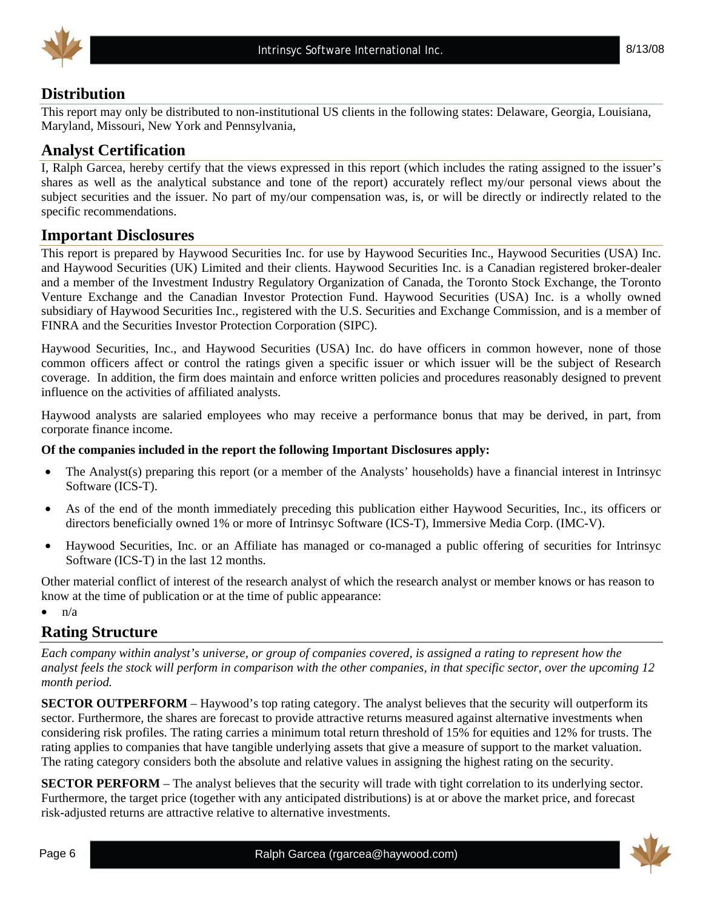## Distribution

This report may only be distributed to non-institutional US clients in the following states: Delaware, Georgia, Louisiana, Maryland, Missouri, New York and Pennsylvania,

## Analyst Certification

I, Ralph Garcea, hereby certify that the views expressed in this report (which includes the rating assigned to the issuer's shares as well as the analytical substance and tone of the report) accurately reflect my/our personal views about the subject securities and the issuer. No part of my/our compensation was, is, or will be directly or indirectly related to the specific recommendations.

## Important Disclosures

This report is prepared by Haywood Securities Inc. for use by Haywood Securities Inc., Haywood Securities (USA) Inc. and Haywood Securities (UK) Limited and their clients. Haywood Securities Inc. is a Canadian registered broker-dealer and a member of the Investment Industry Regulatory Organization of Canada, the Toronto Stock Exchange, the Toronto Venture Exchange and the Canadian Investor Protection Fund. Haywood Securities (USA) Inc. is a wholly owned subsidiary of Haywood Securities Inc., registered with the U.S. Securities and Exchange Commission, and is a member of FINRA and the Securities Investor Protection Corporation (SIPC).

Haywood Securities, Inc., and Haywood Securities (USA) Inc. do have officers in common however, none of those common officers affect or control the ratings given a specific issuer or which issuer will be the subject of Research coverage. In addition, the firm does maintain and enforce written policies and procedures reasonably designed to prevent influence on the activities of affiliated analysts.

Haywood analysts are salaried employees who may receive a performance bonus that may be derived, in part, from corporate finance income.

**Of the companies included in the report the following Important Disclosures apply:**

- The Analyst(s) preparing this report (or a member of the Analysts' households) have a financial interest in Intrinsyc Software (ICS-T).
- As of the end of the month immediately preceding this publication either Haywood Securities, Inc., its officers or directors beneficially owned 1% or more of Intrinsyc Software (ICS-T), Immersive Media Corp. (IMC-V).
- Haywood Securities, Inc. or an Affiliate has managed or co-managed a public offering of securities for Intrinsyc Software (ICS-T) in the last 12 months.

Other material conflict of interest of the research analyst of which the research analyst or member knows or has reason to know at the time of publication or at the time of public appearance:

- n/a

## Rating Structure

*Each company within analyst's universe, or group of companies covered, is assigned a rating to represent how the analyst feels the stock will perform in comparison with the other companies, in that specific sector, over the upcoming 12 month period.*

**SECTOR OUTPERFORM** – Haywood's top rating category. The analyst believes that the security will outperform its sector. Furthermore, the shares are forecast to provide attractive returns measured against alternative investments when considering risk profiles. The rating carries a minimum total return threshold of 15% for equities and 12% for trusts. The rating applies to companies that have tangible underlying assets that give a measure of support to the market valuation. The rating category considers both the absolute and relative values in assigning the highest rating on the security.

**SECTOR PERFORM** – The analyst believes that the security will trade with tight correlation to its underlying sector. Furthermore, the target price (together with any anticipated distributions) is at or above the market price, and forecast risk-adjusted returns are attractive relative to alternative investments.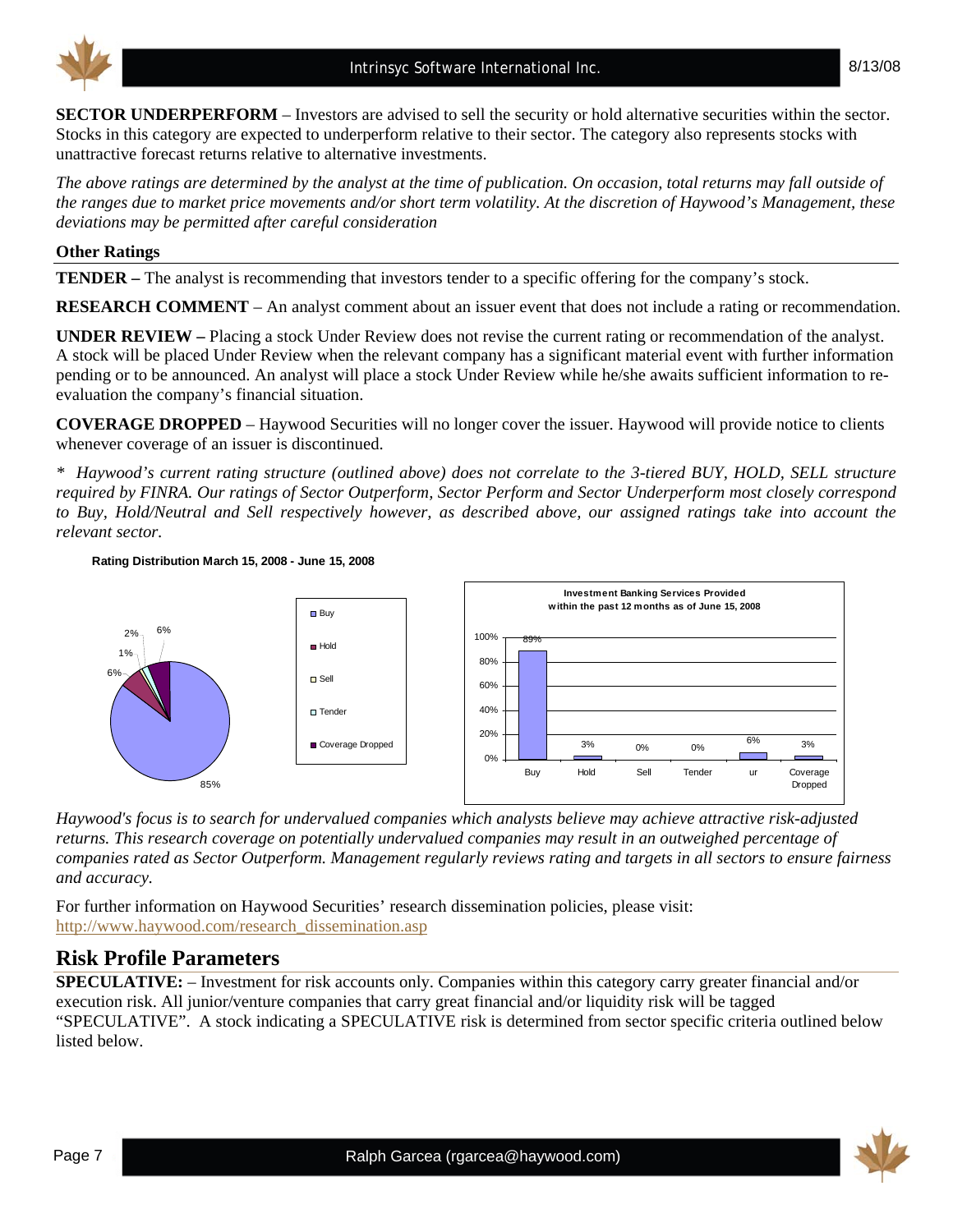**SECTOR UNDERPERFORM** – Investors are advised to sell the security or hold alternative securities within the sector. Stocks in this category are expected to underperform relative to their sector. The category also represents stocks with unattractive forecast returns relative to alternative investments.

*The above ratings are determined by the analyst at the time of publication. On occasion, total returns may fall outside of the ranges due to market price movements and/or short term volatility. At the discretion of Haywood's Management, these deviations may be permitted after careful consideration*

### Other Ratings

**TENDER –** The analyst is recommending that investors tender to a specific offering for the company's stock.

**RESEARCH COMMENT** – An analyst comment about an issuer event that does not include a rating or recommendation.

**UNDER REVIEW –** Placing a stock Under Review does not revise the current rating or recommendation of the analyst. A stock will be placed Under Review when the relevant company has a significant material event with further information pending or to be announced. An analyst will place a stock Under Review while he/she awaits sufficient information to re-evaluation the company's financial situation.

**COVERAGE DROPPED** – Haywood Securities will no longer cover the issuer. Haywood will provide notice to clients whenever coverage of an issuer is discontinued.

*\* Haywood's current rating structure (outlined above) does not correlate to the 3-tiered BUY, HOLD, SELL structure required by FINRA. Our ratings of Sector Outperform, Sector Perform and Sector Underperform most closely correspond to Buy, Hold/Neutral and Sell respectively however, as described above, our assigned ratings take into account the relevant sector.*

**Rating Distribution March 15, 2008 - June 15, 2008**

| Rating | Distribution |
|---|---|
| Buy | 85% |
| Hold | 6% |
| Sell | 1% |
| Tender | 2% |
| Coverage Dropped | 6% |

**Investment Banking Services Provided within the past 12 months as of June 15, 2008**

| Buy | Hold | Sell | Tender | ur | Coverage Dropped |
|---|---|---|---|---|---|
| 89% | 3% | 0% | 0% | 6% | 3% |

*Haywood's focus is to search for undervalued companies which analysts believe may achieve attractive risk-adjusted returns. This research coverage on potentially undervalued companies may result in an outweighed percentage of companies rated as Sector Outperform. Management regularly reviews rating and targets in all sectors to ensure fairness and accuracy.*

For further information on Haywood Securities' research dissemination policies, please visit: http://www.haywood.com/research_dissemination.asp

## Risk Profile Parameters

**SPECULATIVE:** – Investment for risk accounts only. Companies within this category carry greater financial and/or execution risk. All junior/venture companies that carry great financial and/or liquidity risk will be tagged "SPECULATIVE". A stock indicating a SPECULATIVE risk is determined from sector specific criteria outlined below listed below.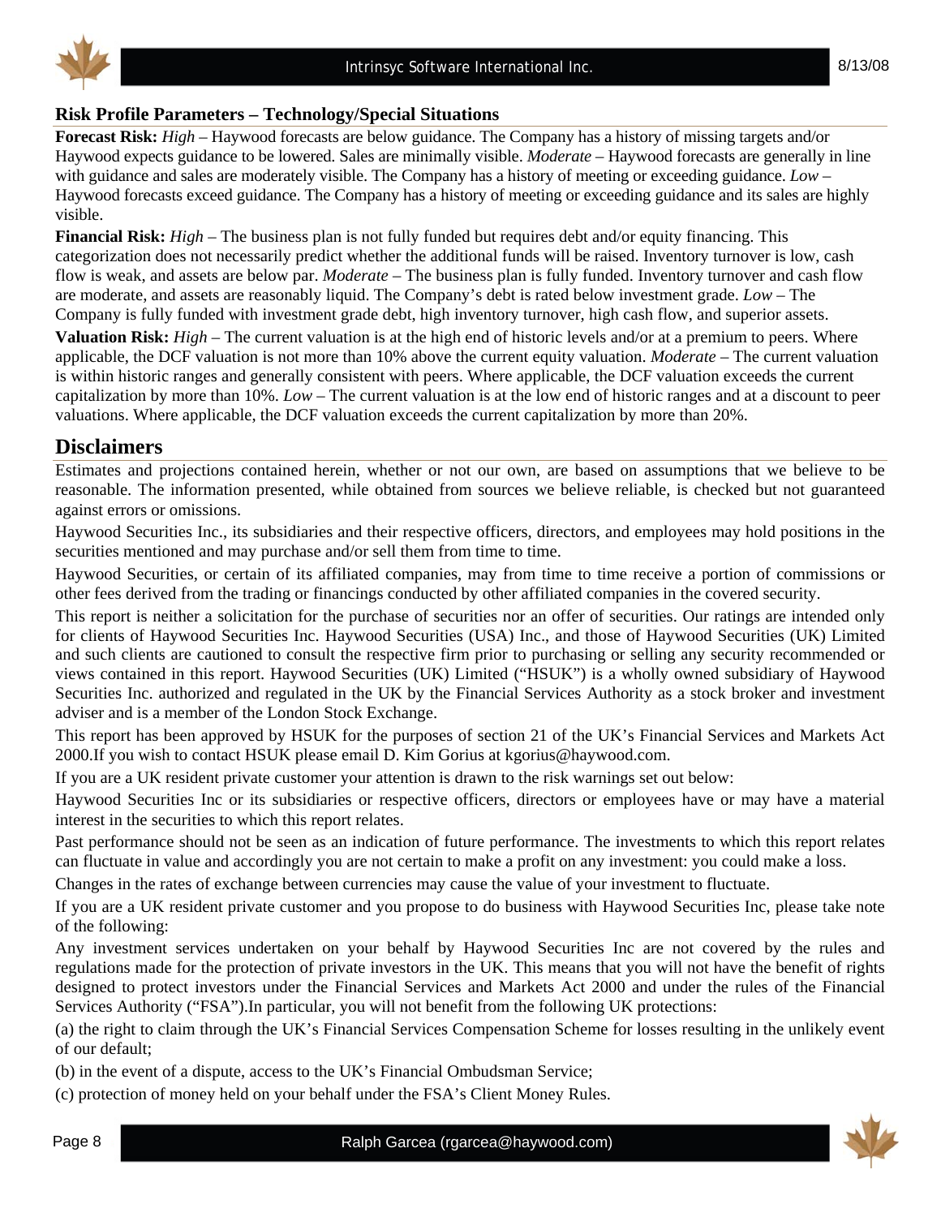## Risk Profile Parameters – Technology/Special Situations

**Forecast Risk:** *High* – Haywood forecasts are below guidance. The Company has a history of missing targets and/or Haywood expects guidance to be lowered. Sales are minimally visible. *Moderate* – Haywood forecasts are generally in line with guidance and sales are moderately visible. The Company has a history of meeting or exceeding guidance. *Low* – Haywood forecasts exceed guidance. The Company has a history of meeting or exceeding guidance and its sales are highly visible.

**Financial Risk:** *High* – The business plan is not fully funded but requires debt and/or equity financing. This categorization does not necessarily predict whether the additional funds will be raised. Inventory turnover is low, cash flow is weak, and assets are below par. *Moderate* – The business plan is fully funded. Inventory turnover and cash flow are moderate, and assets are reasonably liquid. The Company's debt is rated below investment grade. *Low* – The Company is fully funded with investment grade debt, high inventory turnover, high cash flow, and superior assets.

**Valuation Risk:** *High* – The current valuation is at the high end of historic levels and/or at a premium to peers. Where applicable, the DCF valuation is not more than 10% above the current equity valuation. *Moderate* – The current valuation is within historic ranges and generally consistent with peers. Where applicable, the DCF valuation exceeds the current capitalization by more than 10%. *Low* – The current valuation is at the low end of historic ranges and at a discount to peer valuations. Where applicable, the DCF valuation exceeds the current capitalization by more than 20%.

## Disclaimers

Estimates and projections contained herein, whether or not our own, are based on assumptions that we believe to be reasonable. The information presented, while obtained from sources we believe reliable, is checked but not guaranteed against errors or omissions.

Haywood Securities Inc., its subsidiaries and their respective officers, directors, and employees may hold positions in the securities mentioned and may purchase and/or sell them from time to time.

Haywood Securities, or certain of its affiliated companies, may from time to time receive a portion of commissions or other fees derived from the trading or financings conducted by other affiliated companies in the covered security.

This report is neither a solicitation for the purchase of securities nor an offer of securities. Our ratings are intended only for clients of Haywood Securities Inc. Haywood Securities (USA) Inc., and those of Haywood Securities (UK) Limited and such clients are cautioned to consult the respective firm prior to purchasing or selling any security recommended or views contained in this report. Haywood Securities (UK) Limited ("HSUK") is a wholly owned subsidiary of Haywood Securities Inc. authorized and regulated in the UK by the Financial Services Authority as a stock broker and investment adviser and is a member of the London Stock Exchange.

This report has been approved by HSUK for the purposes of section 21 of the UK's Financial Services and Markets Act 2000.If you wish to contact HSUK please email D. Kim Gorius at kgorius@haywood.com.

If you are a UK resident private customer your attention is drawn to the risk warnings set out below:

Haywood Securities Inc or its subsidiaries or respective officers, directors or employees have or may have a material interest in the securities to which this report relates.

Past performance should not be seen as an indication of future performance. The investments to which this report relates can fluctuate in value and accordingly you are not certain to make a profit on any investment: you could make a loss.

Changes in the rates of exchange between currencies may cause the value of your investment to fluctuate.

If you are a UK resident private customer and you propose to do business with Haywood Securities Inc, please take note of the following:

Any investment services undertaken on your behalf by Haywood Securities Inc are not covered by the rules and regulations made for the protection of private investors in the UK. This means that you will not have the benefit of rights designed to protect investors under the Financial Services and Markets Act 2000 and under the rules of the Financial Services Authority ("FSA").In particular, you will not benefit from the following UK protections:

(a) the right to claim through the UK's Financial Services Compensation Scheme for losses resulting in the unlikely event of our default;

(b) in the event of a dispute, access to the UK's Financial Ombudsman Service;

(c) protection of money held on your behalf under the FSA's Client Money Rules.